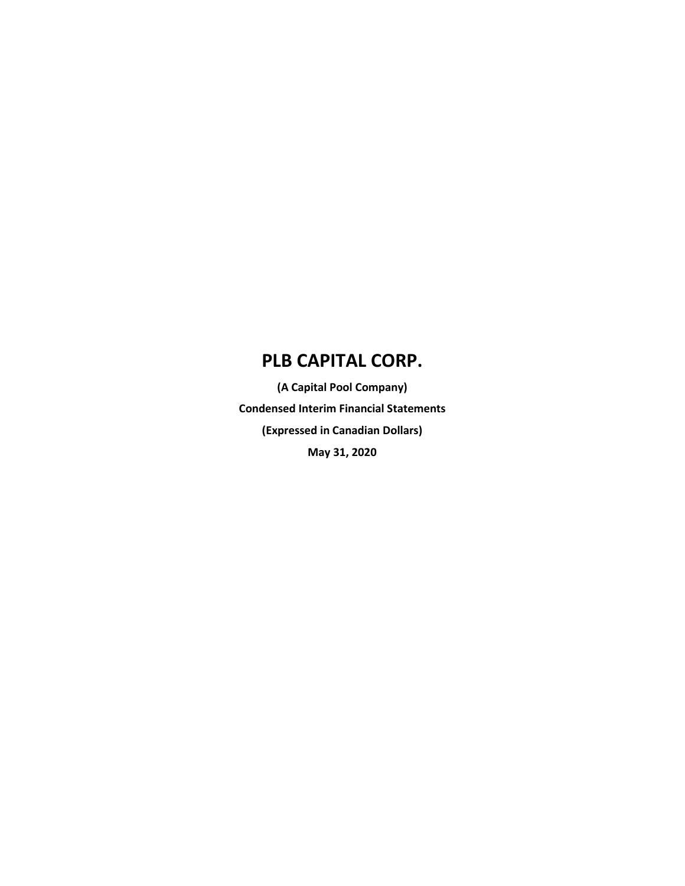# PLB CAPITAL CORP.

**(A Capital Pool Company)**

**Condensed Interim Financial Statements**

**(Expressed in Canadian Dollars)**

**May 31, 2020**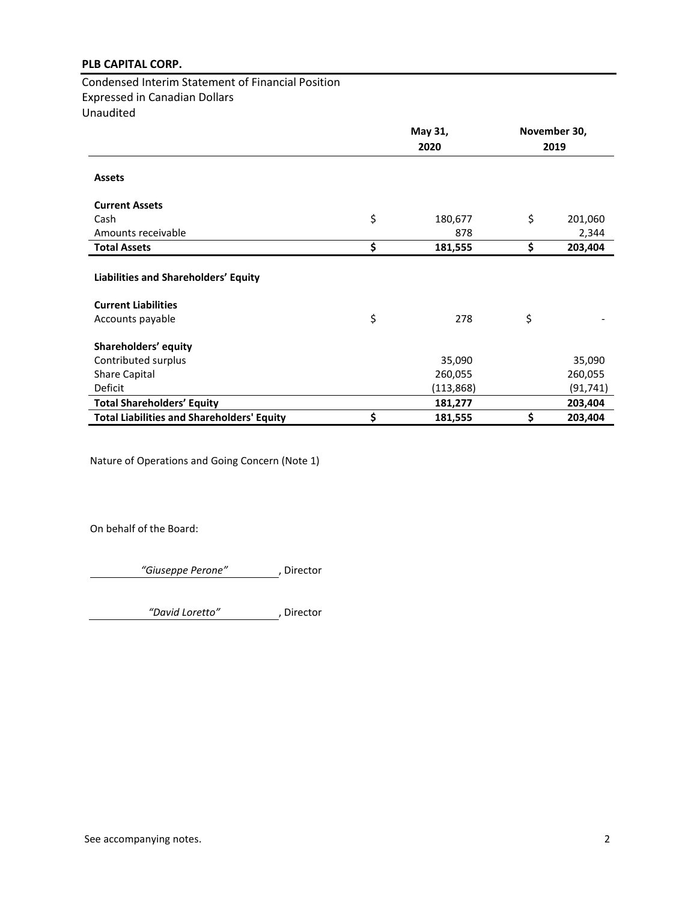**PLB CAPITAL CORP.**

Condensed Interim Statement of Financial Position
Expressed in Canadian Dollars
Unaudited

| | May 31, 2020 | November 30, 2019 |
|---|---|---|
| **Assets** | | |
| **Current Assets** | | |
| Cash | $ 180,677 | $ 201,060 |
| Amounts receivable | 878 | 2,344 |
| **Total Assets** | **$ 181,555** | **$ 203,404** |
| **Liabilities and Shareholders' Equity** | | |
| **Current Liabilities** | | |
| Accounts payable | $ 278 | $ - |
| **Shareholders' equity** | | |
| Contributed surplus | 35,090 | 35,090 |
| Share Capital | 260,055 | 260,055 |
| Deficit | (113,868) | (91,741) |
| **Total Shareholders' Equity** | **181,277** | **203,404** |
| **Total Liabilities and Shareholders' Equity** | **$ 181,555** | **$ 203,404** |

Nature of Operations and Going Concern (Note 1)

On behalf of the Board:

*"Giuseppe Perone"*, Director

*"David Loretto"*, Director

See accompanying notes.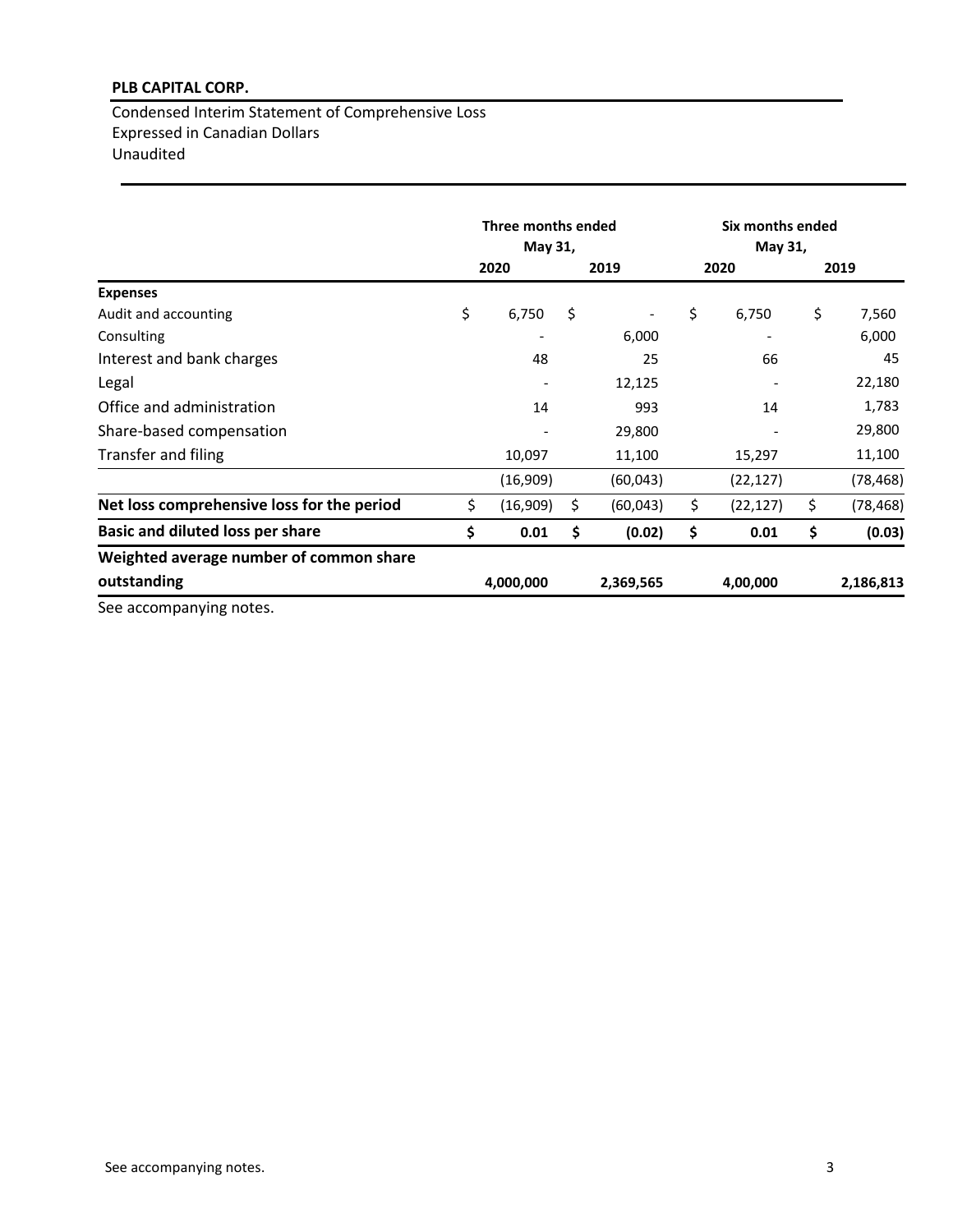**PLB CAPITAL CORP.**

Condensed Interim Statement of Comprehensive Loss
Expressed in Canadian Dollars
Unaudited

| | Three months ended May 31, | | Six months ended May 31, | |
|---|---|---|---|---|
| | 2020 | 2019 | 2020 | 2019 |
| **Expenses** | | | | |
| Audit and accounting | $ 6,750 | $ - | $ 6,750 | $ 7,560 |
| Consulting | - | 6,000 | - | 6,000 |
| Interest and bank charges | 48 | 25 | 66 | 45 |
| Legal | - | 12,125 | - | 22,180 |
| Office and administration | 14 | 993 | 14 | 1,783 |
| Share-based compensation | - | 29,800 | - | 29,800 |
| Transfer and filing | 10,097 | 11,100 | 15,297 | 11,100 |
| | (16,909) | (60,043) | (22,127) | (78,468) |
| **Net loss comprehensive loss for the period** | $ (16,909) | $ (60,043) | $ (22,127) | $ (78,468) |
| **Basic and diluted loss per share** | **$ 0.01** | **$ (0.02)** | **$ 0.01** | **$ (0.03)** |
| **Weighted average number of common share outstanding** | **4,000,000** | **2,369,565** | **4,00,000** | **2,186,813** |

See accompanying notes.

See accompanying notes.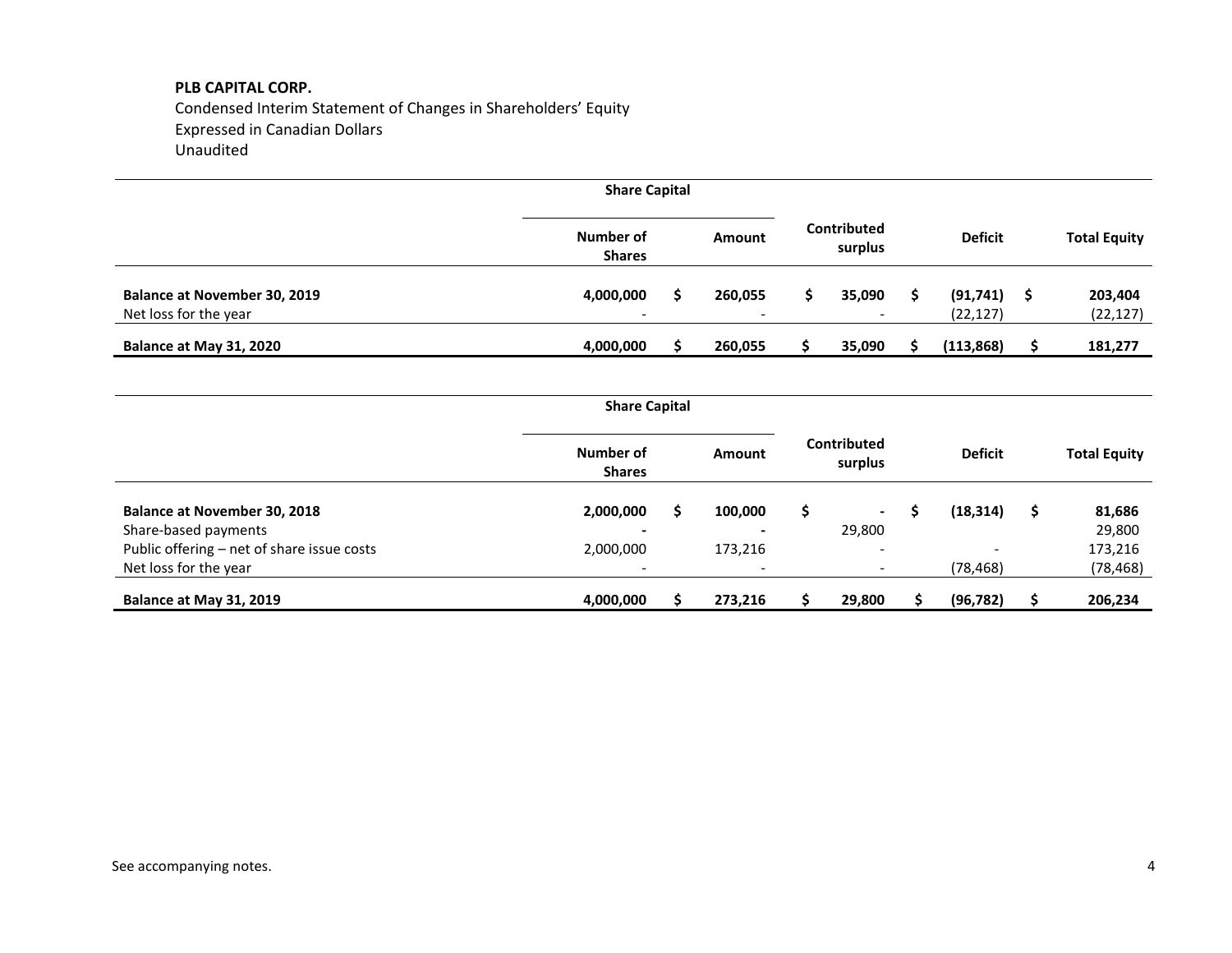**PLB CAPITAL CORP.**

Condensed Interim Statement of Changes in Shareholders' Equity
Expressed in Canadian Dollars
Unaudited

| | Share Capital | | | | |
|---|---|---|---|---|---|
| | Number of Shares | Amount | Contributed surplus | Deficit | Total Equity |
| **Balance at November 30, 2019** | **4,000,000** | **$ 260,055** | **$ 35,090** | **$ (91,741)** | **$ 203,404** |
| Net loss for the year | - | - | - | (22,127) | (22,127) |
| **Balance at May 31, 2020** | **4,000,000** | **$ 260,055** | **$ 35,090** | **$ (113,868)** | **$ 181,277** |

| | Share Capital | | | | |
|---|---|---|---|---|---|
| | Number of Shares | Amount | Contributed surplus | Deficit | Total Equity |
| **Balance at November 30, 2018** | **2,000,000** | **$ 100,000** | **$ -** | **$ (18,314)** | **$ 81,686** |
| Share-based payments | - | - | 29,800 | | 29,800 |
| Public offering – net of share issue costs | 2,000,000 | 173,216 | - | - | 173,216 |
| Net loss for the year | - | - | - | (78,468) | (78,468) |
| **Balance at May 31, 2019** | **4,000,000** | **$ 273,216** | **$ 29,800** | **$ (96,782)** | **$ 206,234** |

See accompanying notes.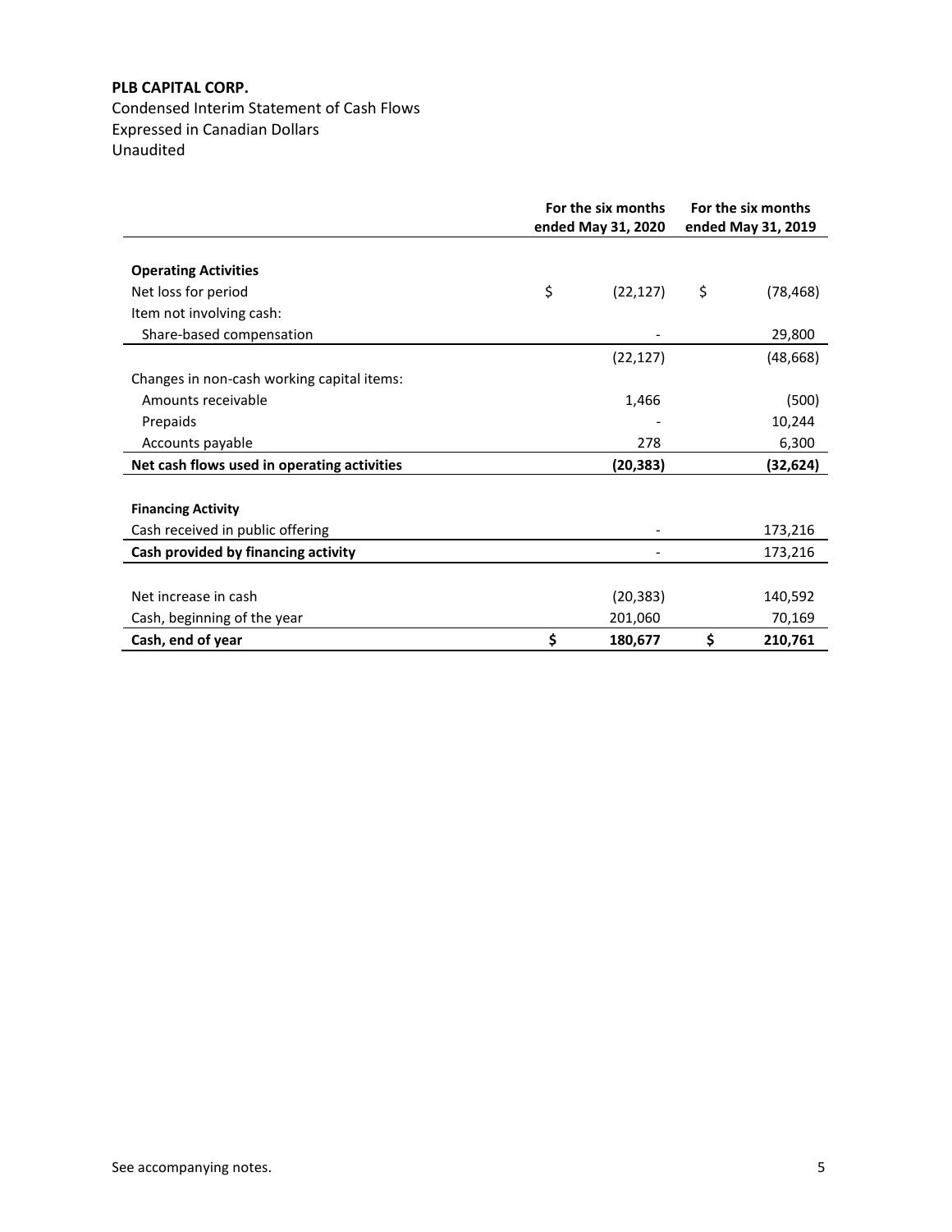**PLB CAPITAL CORP.**

Condensed Interim Statement of Cash Flows
Expressed in Canadian Dollars
Unaudited

| | For the six months ended May 31, 2020 | For the six months ended May 31, 2019 |
|---|---|---|
| **Operating Activities** | | |
| Net loss for period | $ (22,127) | $ (78,468) |
| Item not involving cash: | | |
| Share-based compensation | - | 29,800 |
| | (22,127) | (48,668) |
| Changes in non-cash working capital items: | | |
| Amounts receivable | 1,466 | (500) |
| Prepaids | - | 10,244 |
| Accounts payable | 278 | 6,300 |
| **Net cash flows used in operating activities** | **(20,383)** | **(32,624)** |
| **Financing Activity** | | |
| Cash received in public offering | - | 173,216 |
| **Cash provided by financing activity** | - | 173,216 |
| Net increase in cash | (20,383) | 140,592 |
| Cash, beginning of the year | 201,060 | 70,169 |
| **Cash, end of year** | **$ 180,677** | **$ 210,761** |

See accompanying notes.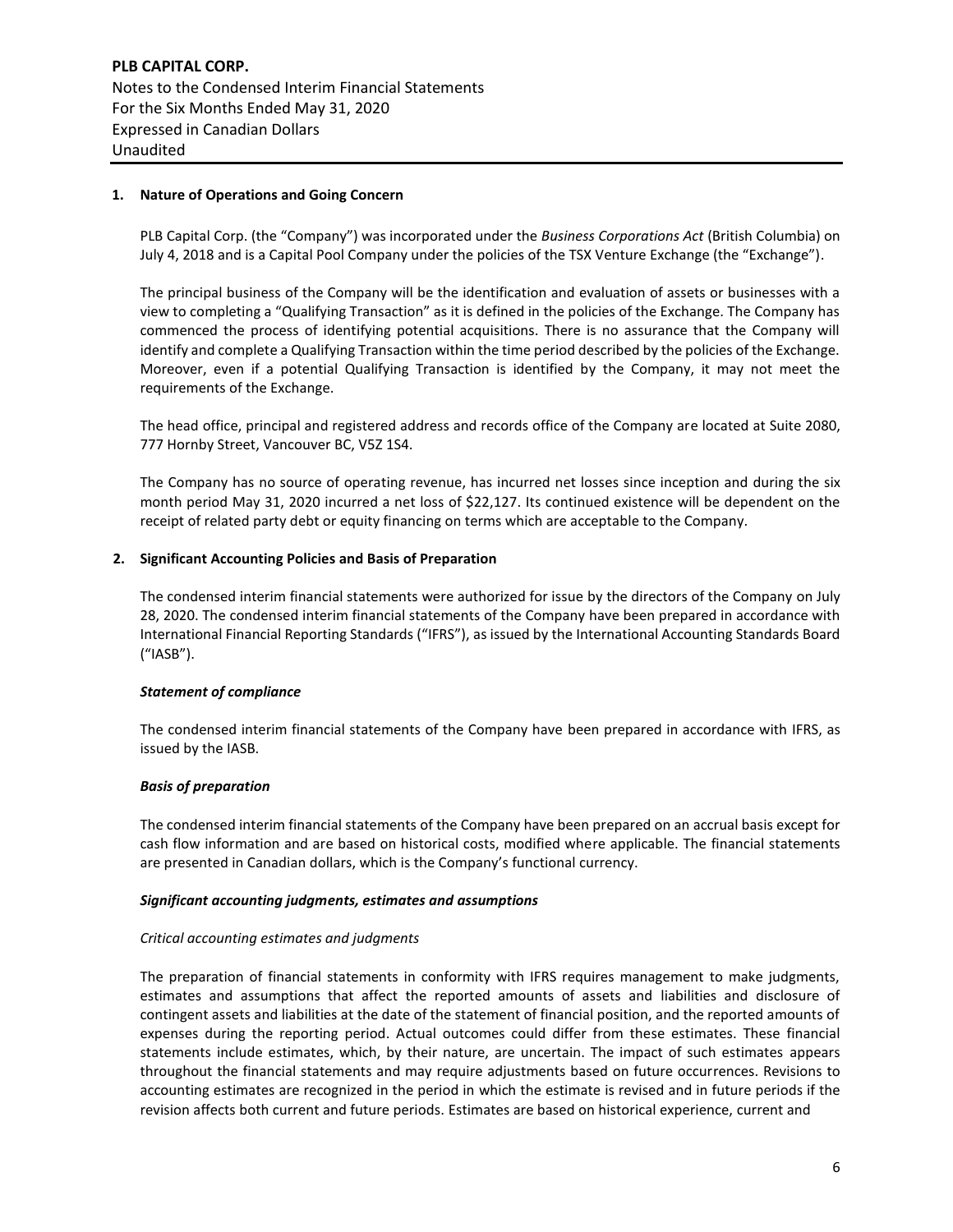# PLB CAPITAL CORP.

Notes to the Condensed Interim Financial Statements
For the Six Months Ended May 31, 2020
Expressed in Canadian Dollars
Unaudited

## 1. Nature of Operations and Going Concern

PLB Capital Corp. (the "Company") was incorporated under the *Business Corporations Act* (British Columbia) on July 4, 2018 and is a Capital Pool Company under the policies of the TSX Venture Exchange (the "Exchange").

The principal business of the Company will be the identification and evaluation of assets or businesses with a view to completing a "Qualifying Transaction" as it is defined in the policies of the Exchange. The Company has commenced the process of identifying potential acquisitions. There is no assurance that the Company will identify and complete a Qualifying Transaction within the time period described by the policies of the Exchange. Moreover, even if a potential Qualifying Transaction is identified by the Company, it may not meet the requirements of the Exchange.

The head office, principal and registered address and records office of the Company are located at Suite 2080, 777 Hornby Street, Vancouver BC, V5Z 1S4.

The Company has no source of operating revenue, has incurred net losses since inception and during the six month period May 31, 2020 incurred a net loss of $22,127. Its continued existence will be dependent on the receipt of related party debt or equity financing on terms which are acceptable to the Company.

## 2. Significant Accounting Policies and Basis of Preparation

The condensed interim financial statements were authorized for issue by the directors of the Company on July 28, 2020. The condensed interim financial statements of the Company have been prepared in accordance with International Financial Reporting Standards ("IFRS"), as issued by the International Accounting Standards Board ("IASB").

***Statement of compliance***

The condensed interim financial statements of the Company have been prepared in accordance with IFRS, as issued by the IASB.

***Basis of preparation***

The condensed interim financial statements of the Company have been prepared on an accrual basis except for cash flow information and are based on historical costs, modified where applicable. The financial statements are presented in Canadian dollars, which is the Company's functional currency.

***Significant accounting judgments, estimates and assumptions***

*Critical accounting estimates and judgments*

The preparation of financial statements in conformity with IFRS requires management to make judgments, estimates and assumptions that affect the reported amounts of assets and liabilities and disclosure of contingent assets and liabilities at the date of the statement of financial position, and the reported amounts of expenses during the reporting period. Actual outcomes could differ from these estimates. These financial statements include estimates, which, by their nature, are uncertain. The impact of such estimates appears throughout the financial statements and may require adjustments based on future occurrences. Revisions to accounting estimates are recognized in the period in which the estimate is revised and in future periods if the revision affects both current and future periods. Estimates are based on historical experience, current and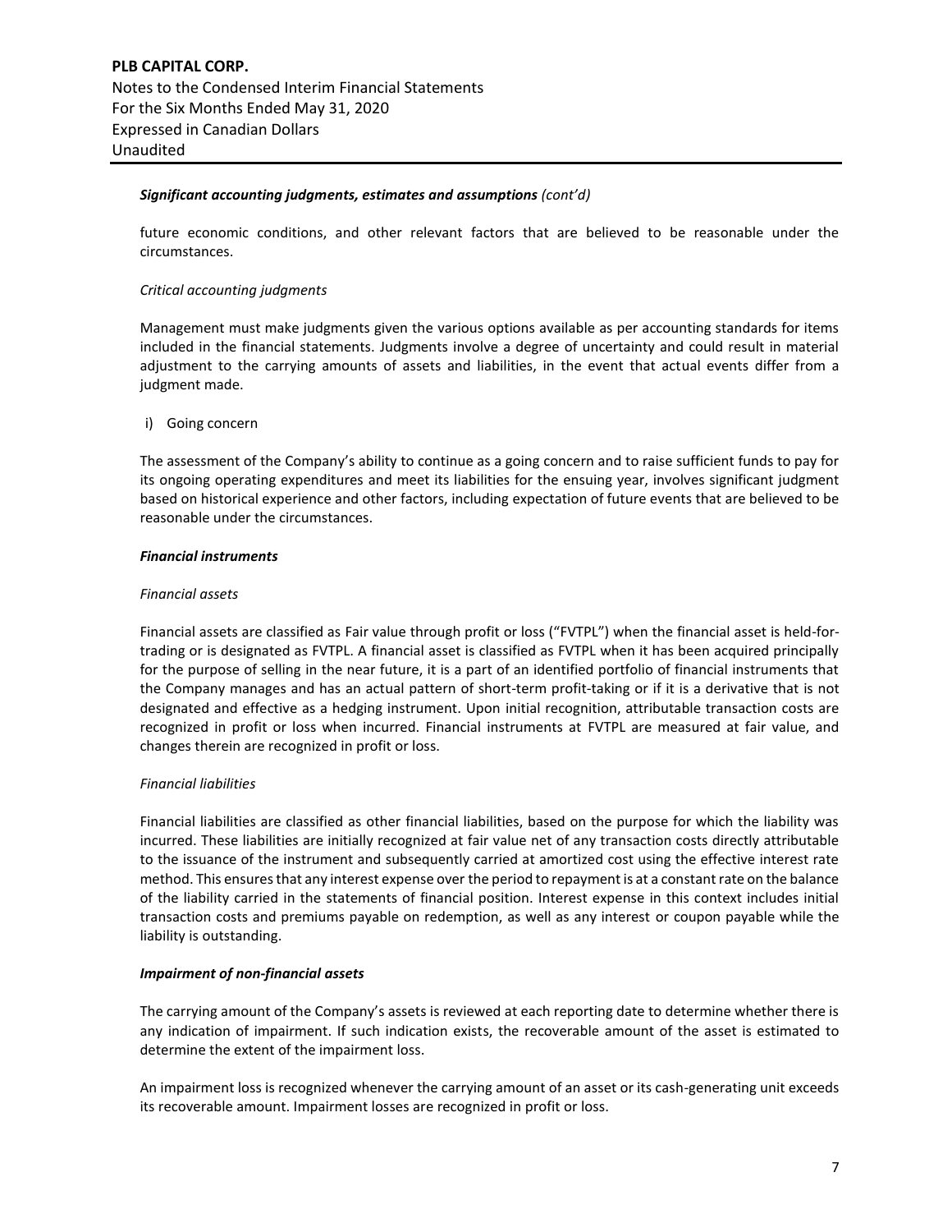***Significant accounting judgments, estimates and assumptions** (cont'd)*

future economic conditions, and other relevant factors that are believed to be reasonable under the circumstances.

*Critical accounting judgments*

Management must make judgments given the various options available as per accounting standards for items included in the financial statements. Judgments involve a degree of uncertainty and could result in material adjustment to the carrying amounts of assets and liabilities, in the event that actual events differ from a judgment made.

i) Going concern

The assessment of the Company's ability to continue as a going concern and to raise sufficient funds to pay for its ongoing operating expenditures and meet its liabilities for the ensuing year, involves significant judgment based on historical experience and other factors, including expectation of future events that are believed to be reasonable under the circumstances.

***Financial instruments***

*Financial assets*

Financial assets are classified as Fair value through profit or loss ("FVTPL") when the financial asset is held-for-trading or is designated as FVTPL. A financial asset is classified as FVTPL when it has been acquired principally for the purpose of selling in the near future, it is a part of an identified portfolio of financial instruments that the Company manages and has an actual pattern of short-term profit-taking or if it is a derivative that is not designated and effective as a hedging instrument. Upon initial recognition, attributable transaction costs are recognized in profit or loss when incurred. Financial instruments at FVTPL are measured at fair value, and changes therein are recognized in profit or loss.

*Financial liabilities*

Financial liabilities are classified as other financial liabilities, based on the purpose for which the liability was incurred. These liabilities are initially recognized at fair value net of any transaction costs directly attributable to the issuance of the instrument and subsequently carried at amortized cost using the effective interest rate method. This ensures that any interest expense over the period to repayment is at a constant rate on the balance of the liability carried in the statements of financial position. Interest expense in this context includes initial transaction costs and premiums payable on redemption, as well as any interest or coupon payable while the liability is outstanding.

***Impairment of non-financial assets***

The carrying amount of the Company's assets is reviewed at each reporting date to determine whether there is any indication of impairment. If such indication exists, the recoverable amount of the asset is estimated to determine the extent of the impairment loss.

An impairment loss is recognized whenever the carrying amount of an asset or its cash-generating unit exceeds its recoverable amount. Impairment losses are recognized in profit or loss.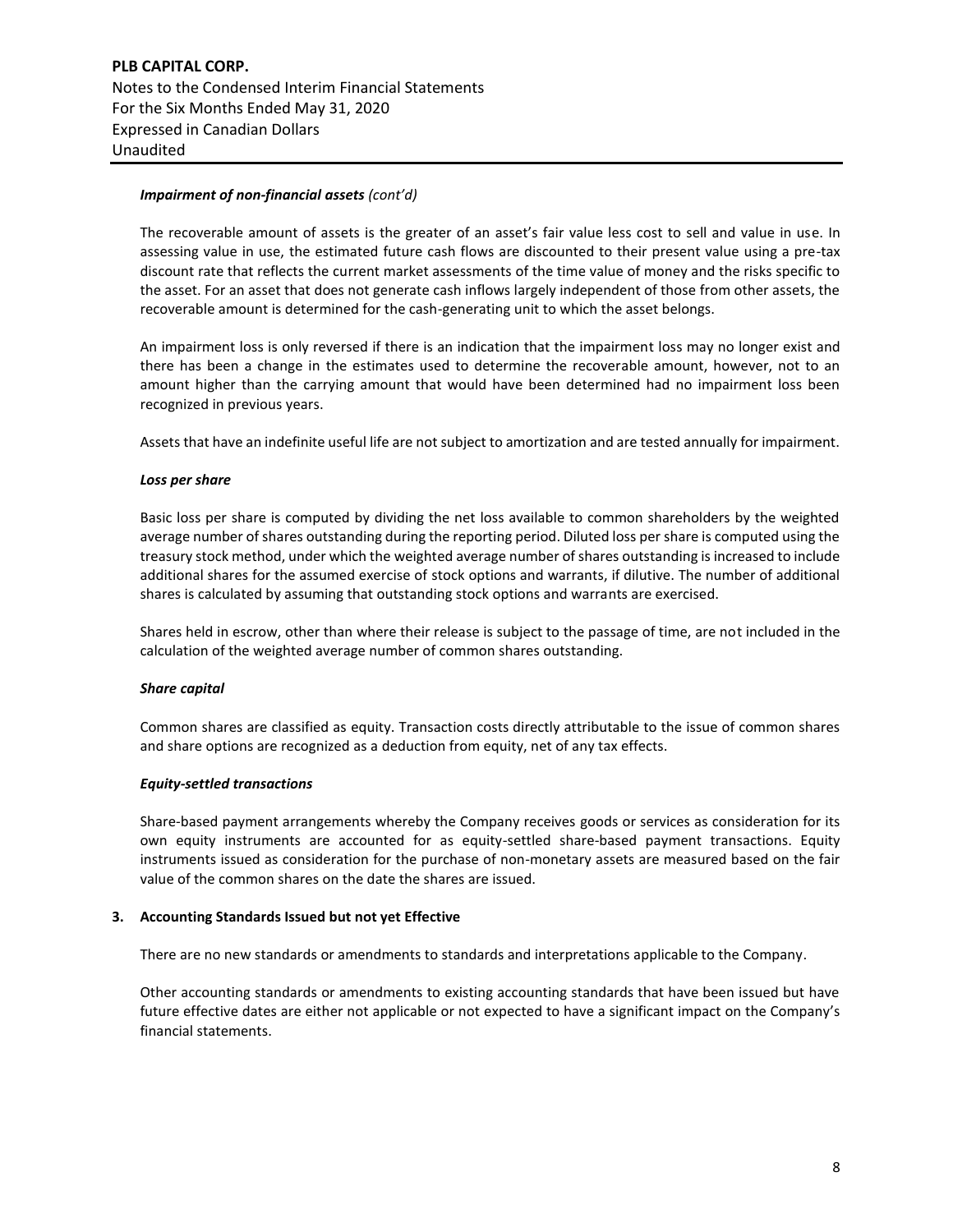***Impairment of non-financial assets** (cont'd)*

The recoverable amount of assets is the greater of an asset's fair value less cost to sell and value in use. In assessing value in use, the estimated future cash flows are discounted to their present value using a pre-tax discount rate that reflects the current market assessments of the time value of money and the risks specific to the asset. For an asset that does not generate cash inflows largely independent of those from other assets, the recoverable amount is determined for the cash-generating unit to which the asset belongs.

An impairment loss is only reversed if there is an indication that the impairment loss may no longer exist and there has been a change in the estimates used to determine the recoverable amount, however, not to an amount higher than the carrying amount that would have been determined had no impairment loss been recognized in previous years.

Assets that have an indefinite useful life are not subject to amortization and are tested annually for impairment.

***Loss per share***

Basic loss per share is computed by dividing the net loss available to common shareholders by the weighted average number of shares outstanding during the reporting period. Diluted loss per share is computed using the treasury stock method, under which the weighted average number of shares outstanding is increased to include additional shares for the assumed exercise of stock options and warrants, if dilutive. The number of additional shares is calculated by assuming that outstanding stock options and warrants are exercised.

Shares held in escrow, other than where their release is subject to the passage of time, are not included in the calculation of the weighted average number of common shares outstanding.

***Share capital***

Common shares are classified as equity. Transaction costs directly attributable to the issue of common shares and share options are recognized as a deduction from equity, net of any tax effects.

***Equity-settled transactions***

Share-based payment arrangements whereby the Company receives goods or services as consideration for its own equity instruments are accounted for as equity-settled share-based payment transactions. Equity instruments issued as consideration for the purchase of non-monetary assets are measured based on the fair value of the common shares on the date the shares are issued.

## 3. Accounting Standards Issued but not yet Effective

There are no new standards or amendments to standards and interpretations applicable to the Company.

Other accounting standards or amendments to existing accounting standards that have been issued but have future effective dates are either not applicable or not expected to have a significant impact on the Company's financial statements.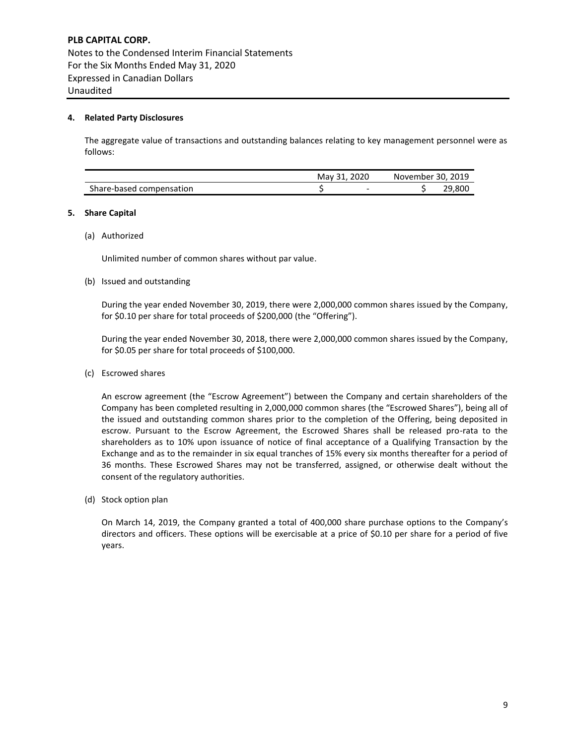### 4. Related Party Disclosures

The aggregate value of transactions and outstanding balances relating to key management personnel were as follows:

| | May 31, 2020 | November 30, 2019 |
|---|---|---|
| Share-based compensation | $ - | $ 29,800 |

### 5. Share Capital

(a) Authorized

Unlimited number of common shares without par value.

(b) Issued and outstanding

During the year ended November 30, 2019, there were 2,000,000 common shares issued by the Company, for $0.10 per share for total proceeds of $200,000 (the "Offering").

During the year ended November 30, 2018, there were 2,000,000 common shares issued by the Company, for $0.05 per share for total proceeds of $100,000.

(c) Escrowed shares

An escrow agreement (the "Escrow Agreement") between the Company and certain shareholders of the Company has been completed resulting in 2,000,000 common shares (the "Escrowed Shares"), being all of the issued and outstanding common shares prior to the completion of the Offering, being deposited in escrow. Pursuant to the Escrow Agreement, the Escrowed Shares shall be released pro-rata to the shareholders as to 10% upon issuance of notice of final acceptance of a Qualifying Transaction by the Exchange and as to the remainder in six equal tranches of 15% every six months thereafter for a period of 36 months. These Escrowed Shares may not be transferred, assigned, or otherwise dealt without the consent of the regulatory authorities.

(d) Stock option plan

On March 14, 2019, the Company granted a total of 400,000 share purchase options to the Company's directors and officers. These options will be exercisable at a price of $0.10 per share for a period of five years.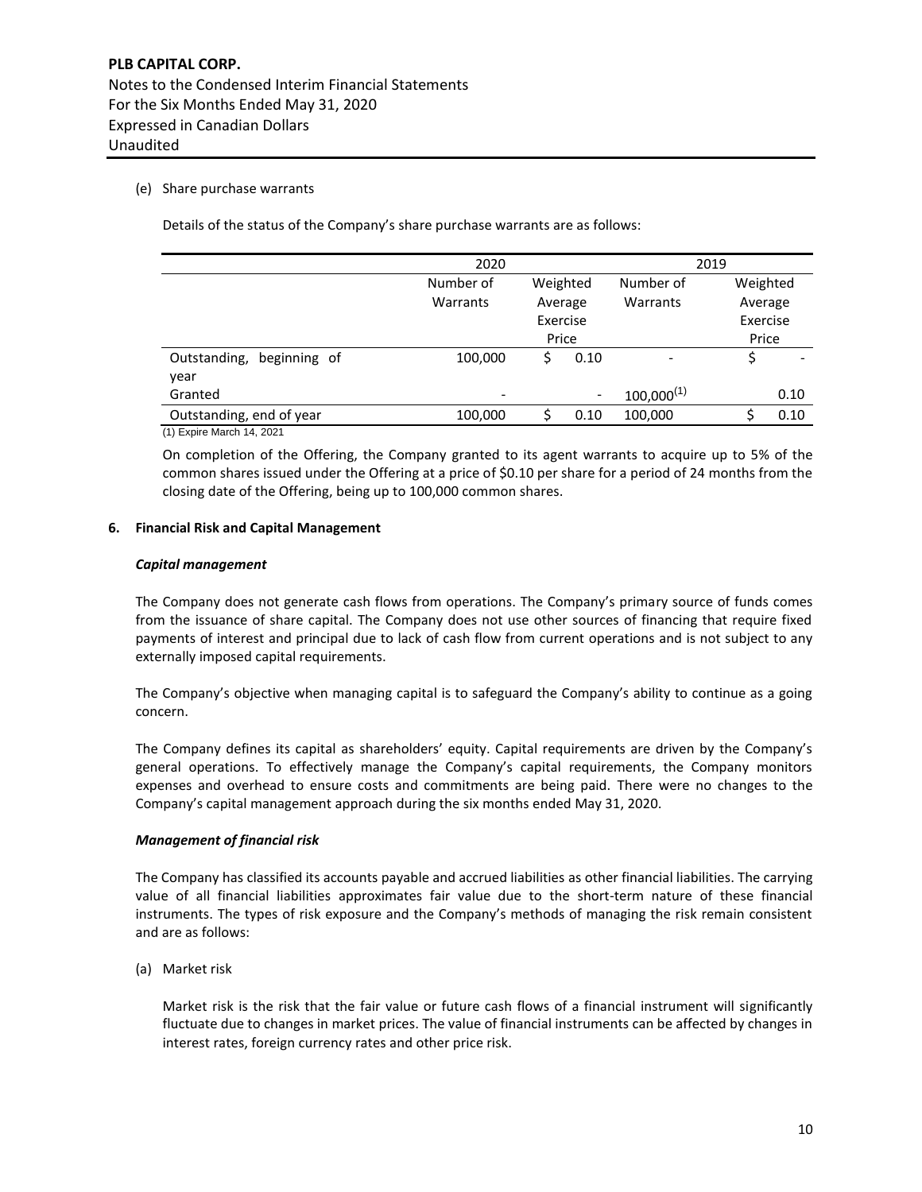**PLB CAPITAL CORP.**
Notes to the Condensed Interim Financial Statements
For the Six Months Ended May 31, 2020
Expressed in Canadian Dollars
Unaudited

(e) Share purchase warrants

Details of the status of the Company's share purchase warrants are as follows:

| | 2020 | | 2019 | |
|---|---|---|---|---|
| | Number of Warrants | Weighted Average Exercise Price | Number of Warrants | Weighted Average Exercise Price |
| Outstanding, beginning of year | 100,000 | $ 0.10 | - | $ - |
| Granted | - | - | 100,000[1] | 0.10 |
| Outstanding, end of year | 100,000 | $ 0.10 | 100,000 | $ 0.10 |

(1) Expire March 14, 2021

On completion of the Offering, the Company granted to its agent warrants to acquire up to 5% of the common shares issued under the Offering at a price of $0.10 per share for a period of 24 months from the closing date of the Offering, being up to 100,000 common shares.

## 6. Financial Risk and Capital Management

***Capital management***

The Company does not generate cash flows from operations. The Company's primary source of funds comes from the issuance of share capital. The Company does not use other sources of financing that require fixed payments of interest and principal due to lack of cash flow from current operations and is not subject to any externally imposed capital requirements.

The Company's objective when managing capital is to safeguard the Company's ability to continue as a going concern.

The Company defines its capital as shareholders' equity. Capital requirements are driven by the Company's general operations. To effectively manage the Company's capital requirements, the Company monitors expenses and overhead to ensure costs and commitments are being paid. There were no changes to the Company's capital management approach during the six months ended May 31, 2020.

***Management of financial risk***

The Company has classified its accounts payable and accrued liabilities as other financial liabilities. The carrying value of all financial liabilities approximates fair value due to the short-term nature of these financial instruments. The types of risk exposure and the Company's methods of managing the risk remain consistent and are as follows:

(a) Market risk

Market risk is the risk that the fair value or future cash flows of a financial instrument will significantly fluctuate due to changes in market prices. The value of financial instruments can be affected by changes in interest rates, foreign currency rates and other price risk.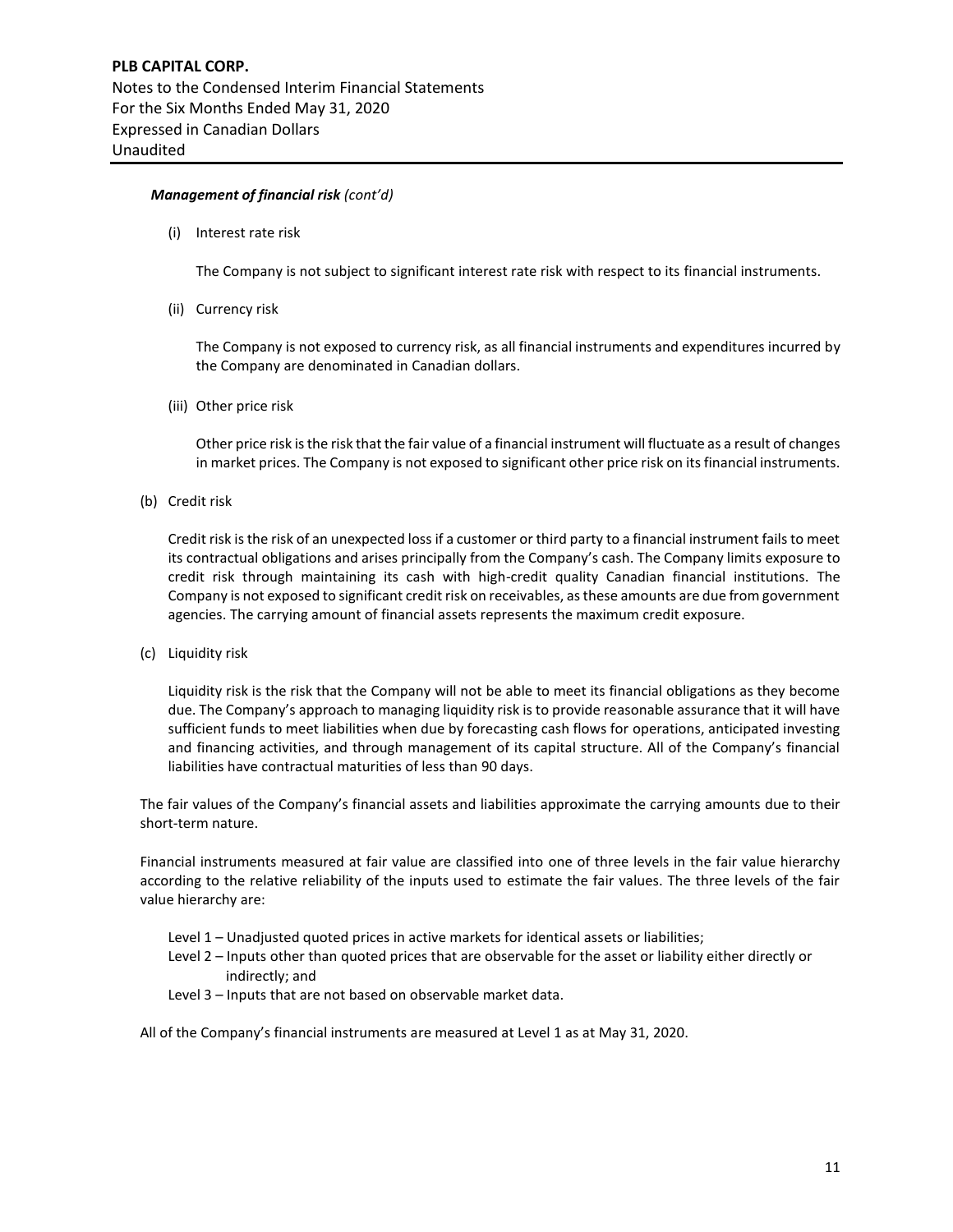***Management of financial risk** (cont'd)*

(i) Interest rate risk

The Company is not subject to significant interest rate risk with respect to its financial instruments.

(ii) Currency risk

The Company is not exposed to currency risk, as all financial instruments and expenditures incurred by the Company are denominated in Canadian dollars.

(iii) Other price risk

Other price risk is the risk that the fair value of a financial instrument will fluctuate as a result of changes in market prices. The Company is not exposed to significant other price risk on its financial instruments.

(b) Credit risk

Credit risk is the risk of an unexpected loss if a customer or third party to a financial instrument fails to meet its contractual obligations and arises principally from the Company's cash. The Company limits exposure to credit risk through maintaining its cash with high-credit quality Canadian financial institutions. The Company is not exposed to significant credit risk on receivables, as these amounts are due from government agencies. The carrying amount of financial assets represents the maximum credit exposure.

(c) Liquidity risk

Liquidity risk is the risk that the Company will not be able to meet its financial obligations as they become due. The Company's approach to managing liquidity risk is to provide reasonable assurance that it will have sufficient funds to meet liabilities when due by forecasting cash flows for operations, anticipated investing and financing activities, and through management of its capital structure. All of the Company's financial liabilities have contractual maturities of less than 90 days.

The fair values of the Company's financial assets and liabilities approximate the carrying amounts due to their short-term nature.

Financial instruments measured at fair value are classified into one of three levels in the fair value hierarchy according to the relative reliability of the inputs used to estimate the fair values. The three levels of the fair value hierarchy are:

Level 1 – Unadjusted quoted prices in active markets for identical assets or liabilities;
Level 2 – Inputs other than quoted prices that are observable for the asset or liability either directly or indirectly; and
Level 3 – Inputs that are not based on observable market data.

All of the Company's financial instruments are measured at Level 1 as at May 31, 2020.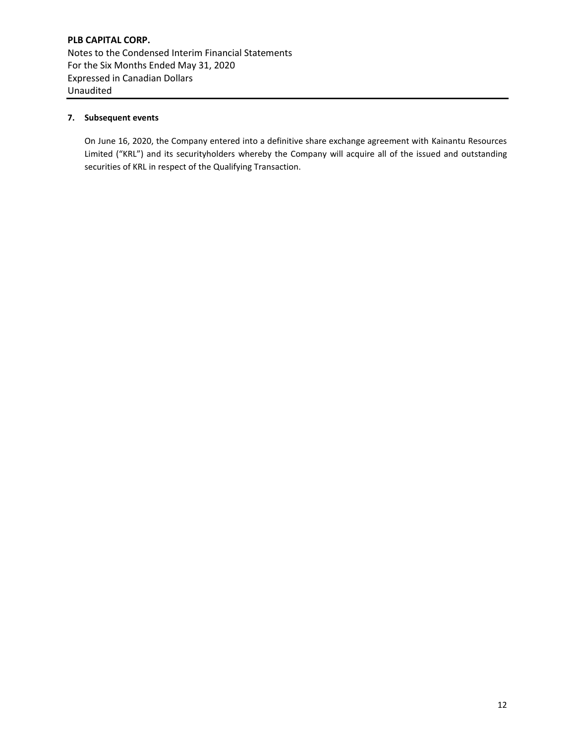### 7. Subsequent events

On June 16, 2020, the Company entered into a definitive share exchange agreement with Kainantu Resources Limited ("KRL") and its securityholders whereby the Company will acquire all of the issued and outstanding securities of KRL in respect of the Qualifying Transaction.